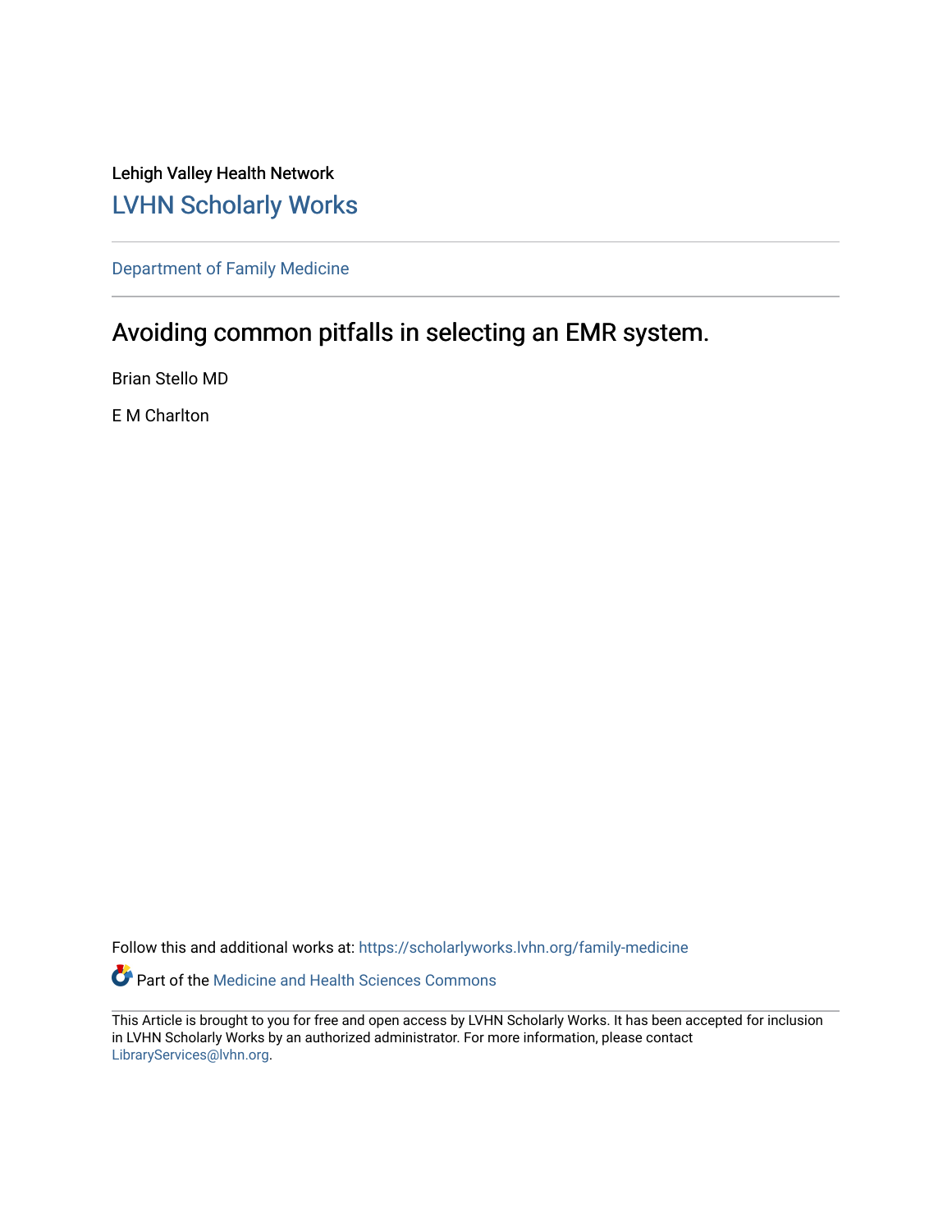Lehigh Valley Health Network

LVHN Scholarly Works

Department of Family Medicine

# Avoiding common pitfalls in selecting an EMR system.

Brian Stello MD

E M Charlton

Follow this and additional works at: https://scholarlyworks.lvhn.org/family-medicine

Part of the Medicine and Health Sciences Commons

This Article is brought to you for free and open access by LVHN Scholarly Works. It has been accepted for inclusion in LVHN Scholarly Works by an authorized administrator. For more information, please contact LibraryServices@lvhn.org.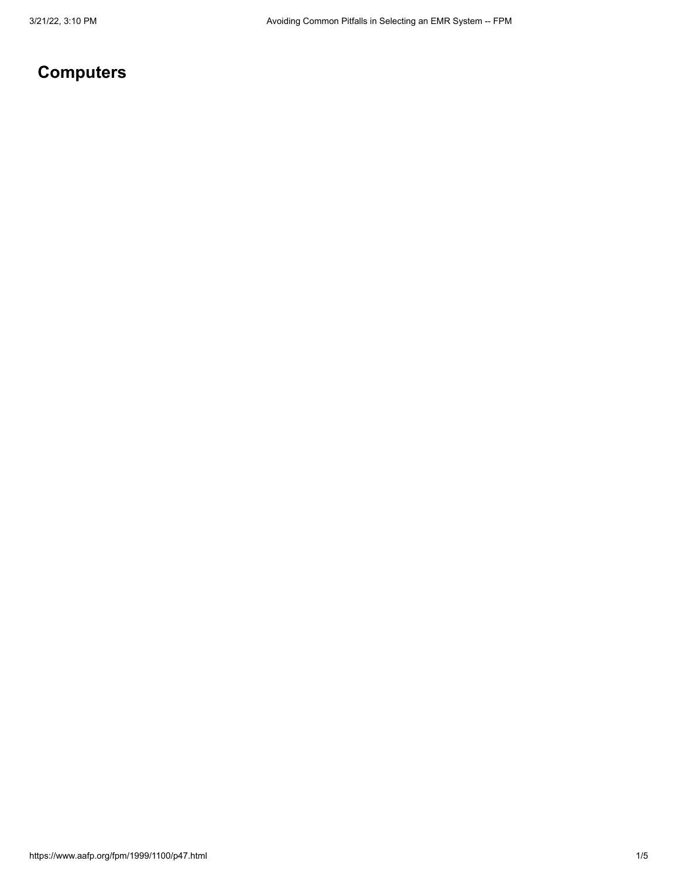## Computers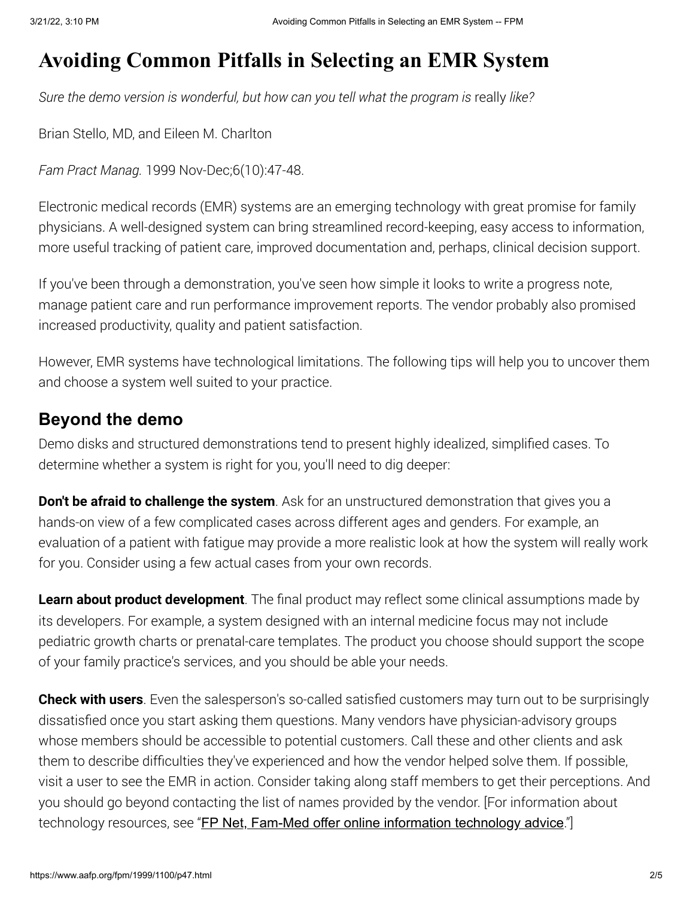# Avoiding Common Pitfalls in Selecting an EMR System

*Sure the demo version is wonderful, but how can you tell what the program is* really *like?*

Brian Stello, MD, and Eileen M. Charlton

*Fam Pract Manag.* 1999 Nov-Dec;6(10):47-48.

Electronic medical records (EMR) systems are an emerging technology with great promise for family physicians. A well-designed system can bring streamlined record-keeping, easy access to information, more useful tracking of patient care, improved documentation and, perhaps, clinical decision support.

If you've been through a demonstration, you've seen how simple it looks to write a progress note, manage patient care and run performance improvement reports. The vendor probably also promised increased productivity, quality and patient satisfaction.

However, EMR systems have technological limitations. The following tips will help you to uncover them and choose a system well suited to your practice.

## Beyond the demo

Demo disks and structured demonstrations tend to present highly idealized, simplified cases. To determine whether a system is right for you, you'll need to dig deeper:

**Don't be afraid to challenge the system**. Ask for an unstructured demonstration that gives you a hands-on view of a few complicated cases across different ages and genders. For example, an evaluation of a patient with fatigue may provide a more realistic look at how the system will really work for you. Consider using a few actual cases from your own records.

**Learn about product development**. The final product may reflect some clinical assumptions made by its developers. For example, a system designed with an internal medicine focus may not include pediatric growth charts or prenatal-care templates. The product you choose should support the scope of your family practice's services, and you should be able your needs.

**Check with users**. Even the salesperson's so-called satisfied customers may turn out to be surprisingly dissatisfied once you start asking them questions. Many vendors have physician-advisory groups whose members should be accessible to potential customers. Call these and other clients and ask them to describe difficulties they've experienced and how the vendor helped solve them. If possible, visit a user to see the EMR in action. Consider taking along staff members to get their perceptions. And you should go beyond contacting the list of names provided by the vendor. [For information about technology resources, see "FP Net, Fam-Med offer online information technology advice."]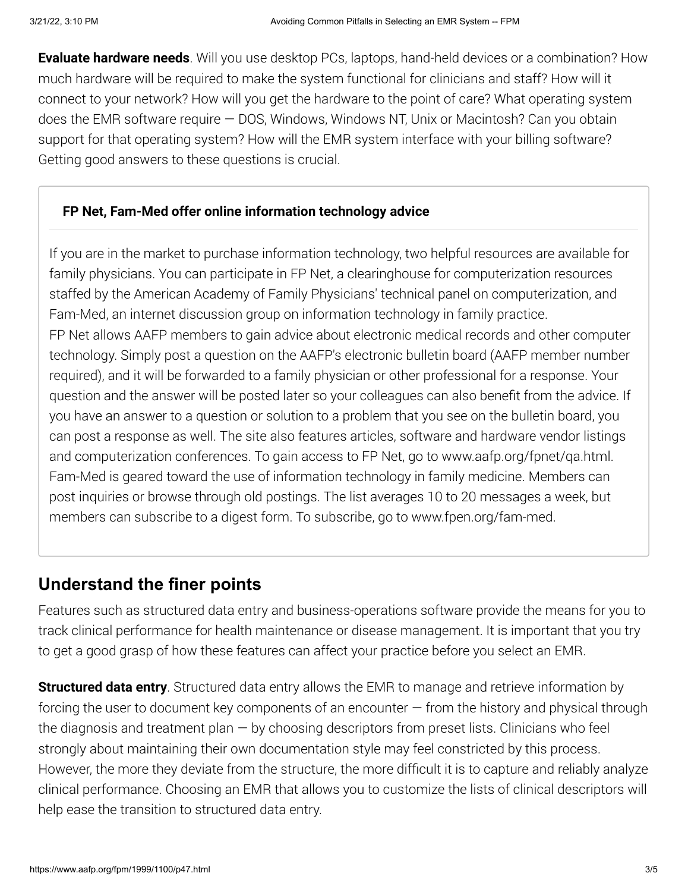**Evaluate hardware needs**. Will you use desktop PCs, laptops, hand-held devices or a combination? How much hardware will be required to make the system functional for clinicians and staff? How will it connect to your network? How will you get the hardware to the point of care? What operating system does the EMR software require — DOS, Windows, Windows NT, Unix or Macintosh? Can you obtain support for that operating system? How will the EMR system interface with your billing software? Getting good answers to these questions is crucial.

> **FP Net, Fam-Med offer online information technology advice**
>
> If you are in the market to purchase information technology, two helpful resources are available for family physicians. You can participate in FP Net, a clearinghouse for computerization resources staffed by the American Academy of Family Physicians' technical panel on computerization, and Fam-Med, an internet discussion group on information technology in family practice.
> FP Net allows AAFP members to gain advice about electronic medical records and other computer technology. Simply post a question on the AAFP's electronic bulletin board (AAFP member number required), and it will be forwarded to a family physician or other professional for a response. Your question and the answer will be posted later so your colleagues can also benefit from the advice. If you have an answer to a question or solution to a problem that you see on the bulletin board, you can post a response as well. The site also features articles, software and hardware vendor listings and computerization conferences. To gain access to FP Net, go to www.aafp.org/fpnet/qa.html.
> Fam-Med is geared toward the use of information technology in family medicine. Members can post inquiries or browse through old postings. The list averages 10 to 20 messages a week, but members can subscribe to a digest form. To subscribe, go to www.fpen.org/fam-med.

## Understand the finer points

Features such as structured data entry and business-operations software provide the means for you to track clinical performance for health maintenance or disease management. It is important that you try to get a good grasp of how these features can affect your practice before you select an EMR.

**Structured data entry**. Structured data entry allows the EMR to manage and retrieve information by forcing the user to document key components of an encounter — from the history and physical through the diagnosis and treatment plan — by choosing descriptors from preset lists. Clinicians who feel strongly about maintaining their own documentation style may feel constricted by this process. However, the more they deviate from the structure, the more difficult it is to capture and reliably analyze clinical performance. Choosing an EMR that allows you to customize the lists of clinical descriptors will help ease the transition to structured data entry.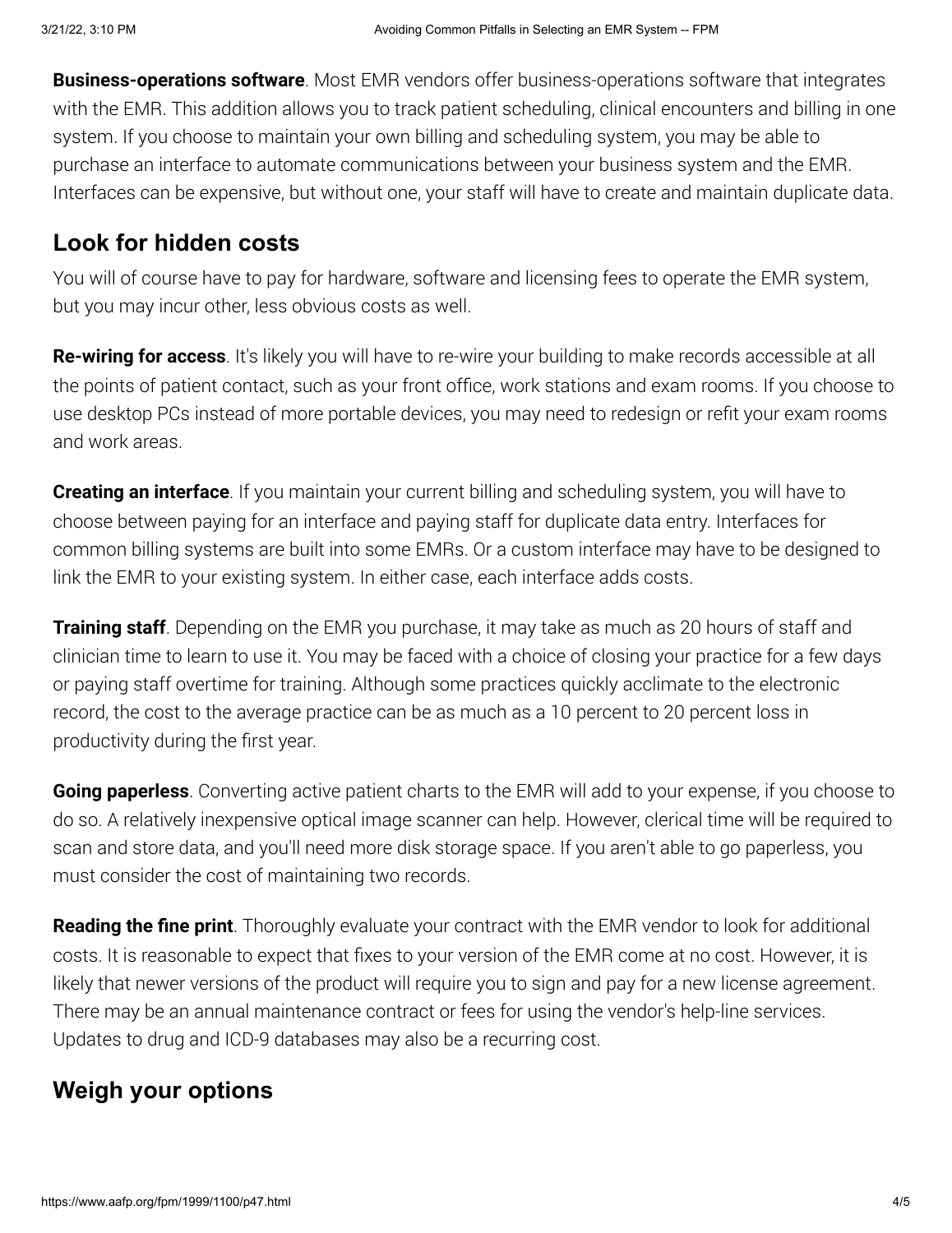**Business-operations software**. Most EMR vendors offer business-operations software that integrates with the EMR. This addition allows you to track patient scheduling, clinical encounters and billing in one system. If you choose to maintain your own billing and scheduling system, you may be able to purchase an interface to automate communications between your business system and the EMR. Interfaces can be expensive, but without one, your staff will have to create and maintain duplicate data.

## Look for hidden costs

You will of course have to pay for hardware, software and licensing fees to operate the EMR system, but you may incur other, less obvious costs as well.

**Re-wiring for access**. It's likely you will have to re-wire your building to make records accessible at all the points of patient contact, such as your front office, work stations and exam rooms. If you choose to use desktop PCs instead of more portable devices, you may need to redesign or refit your exam rooms and work areas.

**Creating an interface**. If you maintain your current billing and scheduling system, you will have to choose between paying for an interface and paying staff for duplicate data entry. Interfaces for common billing systems are built into some EMRs. Or a custom interface may have to be designed to link the EMR to your existing system. In either case, each interface adds costs.

**Training staff**. Depending on the EMR you purchase, it may take as much as 20 hours of staff and clinician time to learn to use it. You may be faced with a choice of closing your practice for a few days or paying staff overtime for training. Although some practices quickly acclimate to the electronic record, the cost to the average practice can be as much as a 10 percent to 20 percent loss in productivity during the first year.

**Going paperless**. Converting active patient charts to the EMR will add to your expense, if you choose to do so. A relatively inexpensive optical image scanner can help. However, clerical time will be required to scan and store data, and you'll need more disk storage space. If you aren't able to go paperless, you must consider the cost of maintaining two records.

**Reading the fine print**. Thoroughly evaluate your contract with the EMR vendor to look for additional costs. It is reasonable to expect that fixes to your version of the EMR come at no cost. However, it is likely that newer versions of the product will require you to sign and pay for a new license agreement. There may be an annual maintenance contract or fees for using the vendor's help-line services. Updates to drug and ICD-9 databases may also be a recurring cost.

## Weigh your options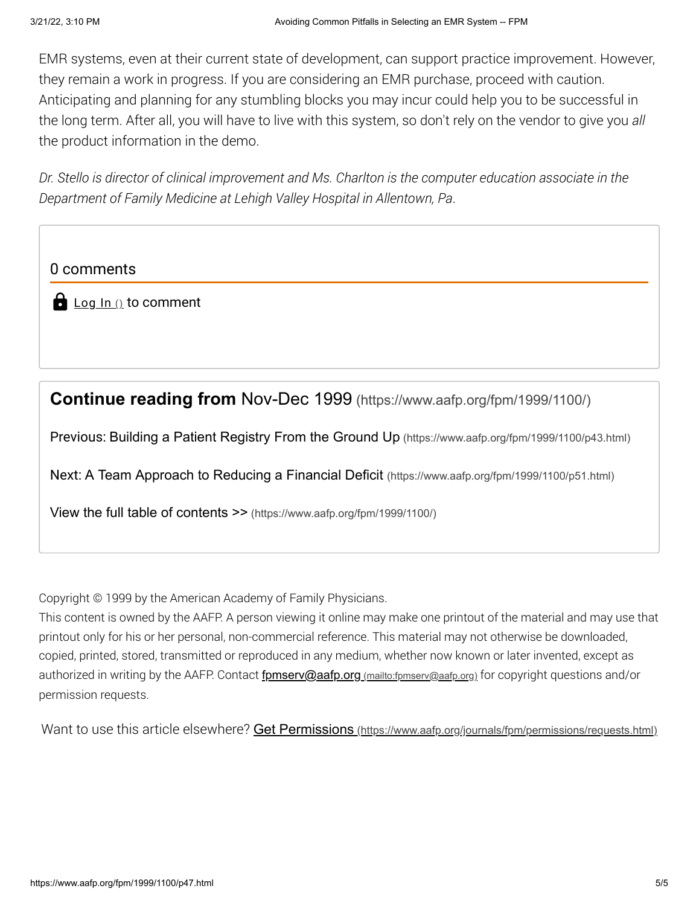EMR systems, even at their current state of development, can support practice improvement. However, they remain a work in progress. If you are considering an EMR purchase, proceed with caution. Anticipating and planning for any stumbling blocks you may incur could help you to be successful in the long term. After all, you will have to live with this system, so don't rely on the vendor to give you *all* the product information in the demo.

*Dr. Stello is director of clinical improvement and Ms. Charlton is the computer education associate in the Department of Family Medicine at Lehigh Valley Hospital in Allentown, Pa.*

0 comments

Log In () to comment

**Continue reading from** Nov-Dec 1999 (https://www.aafp.org/fpm/1999/1100/)

Previous: Building a Patient Registry From the Ground Up (https://www.aafp.org/fpm/1999/1100/p43.html)

Next: A Team Approach to Reducing a Financial Deficit (https://www.aafp.org/fpm/1999/1100/p51.html)

View the full table of contents >> (https://www.aafp.org/fpm/1999/1100/)

Copyright © 1999 by the American Academy of Family Physicians.

This content is owned by the AAFP. A person viewing it online may make one printout of the material and may use that printout only for his or her personal, non-commercial reference. This material may not otherwise be downloaded, copied, printed, stored, transmitted or reproduced in any medium, whether now known or later invented, except as authorized in writing by the AAFP. Contact fpmserv@aafp.org (mailto:fpmserv@aafp.org) for copyright questions and/or permission requests.

Want to use this article elsewhere? Get Permissions (https://www.aafp.org/journals/fpm/permissions/requests.html)